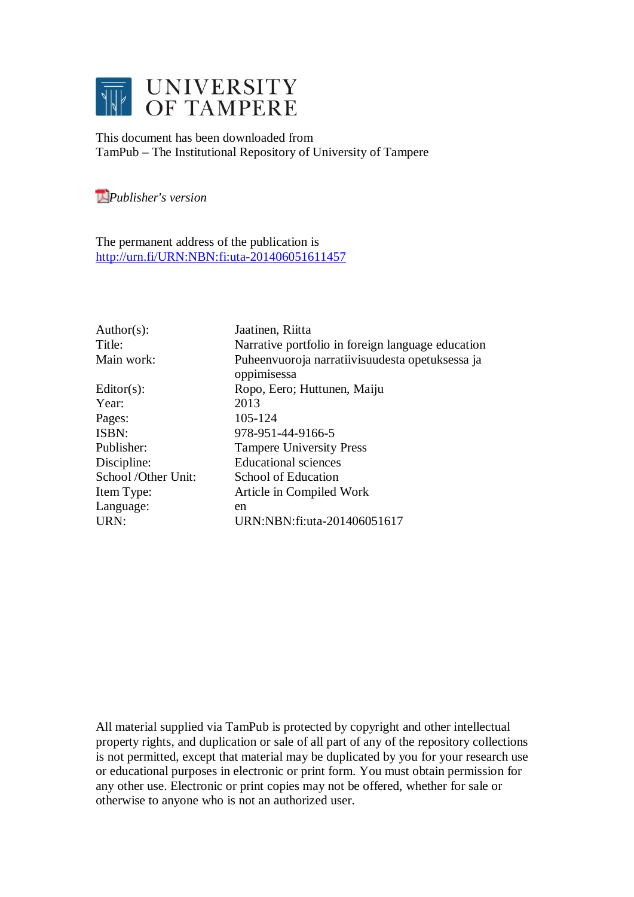# UNIVERSITY OF TAMPERE

This document has been downloaded from
TamPub – The Institutional Repository of University of Tampere

*Publisher's version*

The permanent address of the publication is
http://urn.fi/URN:NBN:fi:uta-201406051611457

| | |
|---|---|
| Author(s): | Jaatinen, Riitta |
| Title: | Narrative portfolio in foreign language education |
| Main work: | Puheenvuoroja narratiivisuudesta opetuksessa ja oppimisessa |
| Editor(s): | Ropo, Eero; Huttunen, Maiju |
| Year: | 2013 |
| Pages: | 105-124 |
| ISBN: | 978-951-44-9166-5 |
| Publisher: | Tampere University Press |
| Discipline: | Educational sciences |
| School /Other Unit: | School of Education |
| Item Type: | Article in Compiled Work |
| Language: | en |
| URN: | URN:NBN:fi:uta-201406051617 |

All material supplied via TamPub is protected by copyright and other intellectual property rights, and duplication or sale of all part of any of the repository collections is not permitted, except that material may be duplicated by you for your research use or educational purposes in electronic or print form. You must obtain permission for any other use. Electronic or print copies may not be offered, whether for sale or otherwise to anyone who is not an authorized user.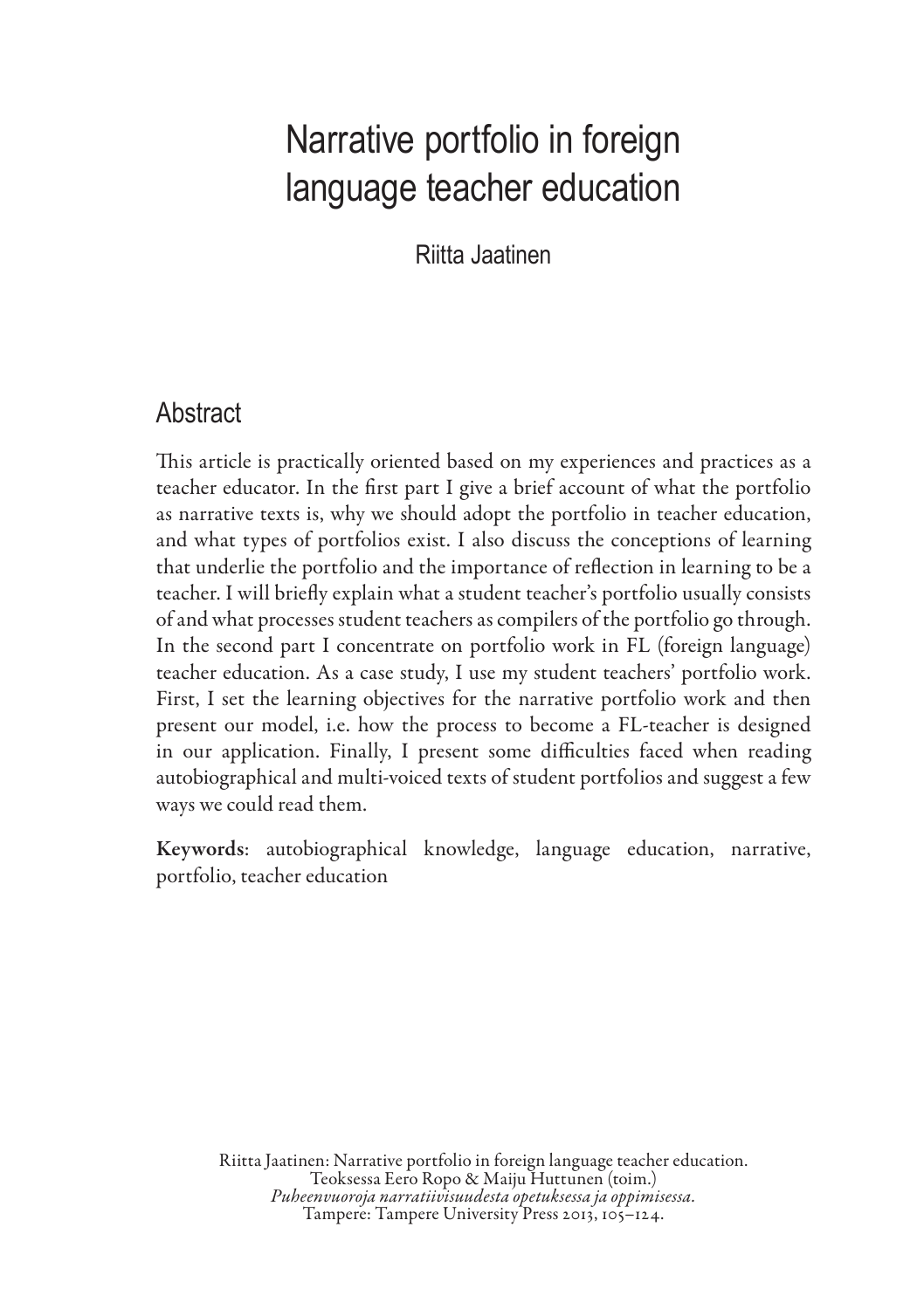# Narrative portfolio in foreign language teacher education

Riitta Jaatinen

## Abstract

This article is practically oriented based on my experiences and practices as a teacher educator. In the first part I give a brief account of what the portfolio as narrative texts is, why we should adopt the portfolio in teacher education, and what types of portfolios exist. I also discuss the conceptions of learning that underlie the portfolio and the importance of reflection in learning to be a teacher. I will briefly explain what a student teacher's portfolio usually consists of and what processes student teachers as compilers of the portfolio go through. In the second part I concentrate on portfolio work in FL (foreign language) teacher education. As a case study, I use my student teachers' portfolio work. First, I set the learning objectives for the narrative portfolio work and then present our model, i.e. how the process to become a FL-teacher is designed in our application. Finally, I present some difficulties faced when reading autobiographical and multi-voiced texts of student portfolios and suggest a few ways we could read them.

**Keywords**: autobiographical knowledge, language education, narrative, portfolio, teacher education

Riitta Jaatinen: Narrative portfolio in foreign language teacher education.
Teoksessa Eero Ropo & Maiju Huttunen (toim.)
*Puheenvuoroja narratiivisuudesta opetuksessa ja oppimisessa*.
Tampere: Tampere University Press 2013, 105–124.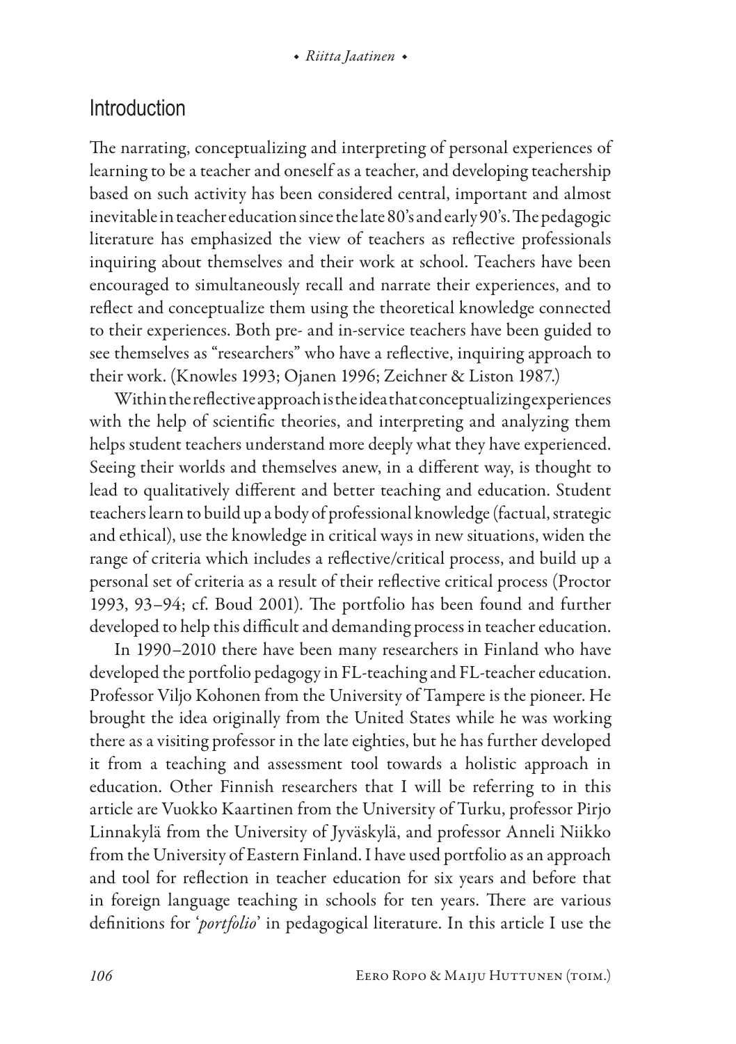## Introduction

The narrating, conceptualizing and interpreting of personal experiences of learning to be a teacher and oneself as a teacher, and developing teachership based on such activity has been considered central, important and almost inevitable in teacher education since the late 80's and early 90's. The pedagogic literature has emphasized the view of teachers as reflective professionals inquiring about themselves and their work at school. Teachers have been encouraged to simultaneously recall and narrate their experiences, and to reflect and conceptualize them using the theoretical knowledge connected to their experiences. Both pre- and in-service teachers have been guided to see themselves as "researchers" who have a reflective, inquiring approach to their work. (Knowles 1993; Ojanen 1996; Zeichner & Liston 1987.)

Within the reflective approach is the idea that conceptualizing experiences with the help of scientific theories, and interpreting and analyzing them helps student teachers understand more deeply what they have experienced. Seeing their worlds and themselves anew, in a different way, is thought to lead to qualitatively different and better teaching and education. Student teachers learn to build up a body of professional knowledge (factual, strategic and ethical), use the knowledge in critical ways in new situations, widen the range of criteria which includes a reflective/critical process, and build up a personal set of criteria as a result of their reflective critical process (Proctor 1993, 93–94; cf. Boud 2001). The portfolio has been found and further developed to help this difficult and demanding process in teacher education.

In 1990–2010 there have been many researchers in Finland who have developed the portfolio pedagogy in FL-teaching and FL-teacher education. Professor Viljo Kohonen from the University of Tampere is the pioneer. He brought the idea originally from the United States while he was working there as a visiting professor in the late eighties, but he has further developed it from a teaching and assessment tool towards a holistic approach in education. Other Finnish researchers that I will be referring to in this article are Vuokko Kaartinen from the University of Turku, professor Pirjo Linnakylä from the University of Jyväskylä, and professor Anneli Niikko from the University of Eastern Finland. I have used portfolio as an approach and tool for reflection in teacher education for six years and before that in foreign language teaching in schools for ten years. There are various definitions for '*portfolio*' in pedagogical literature. In this article I use the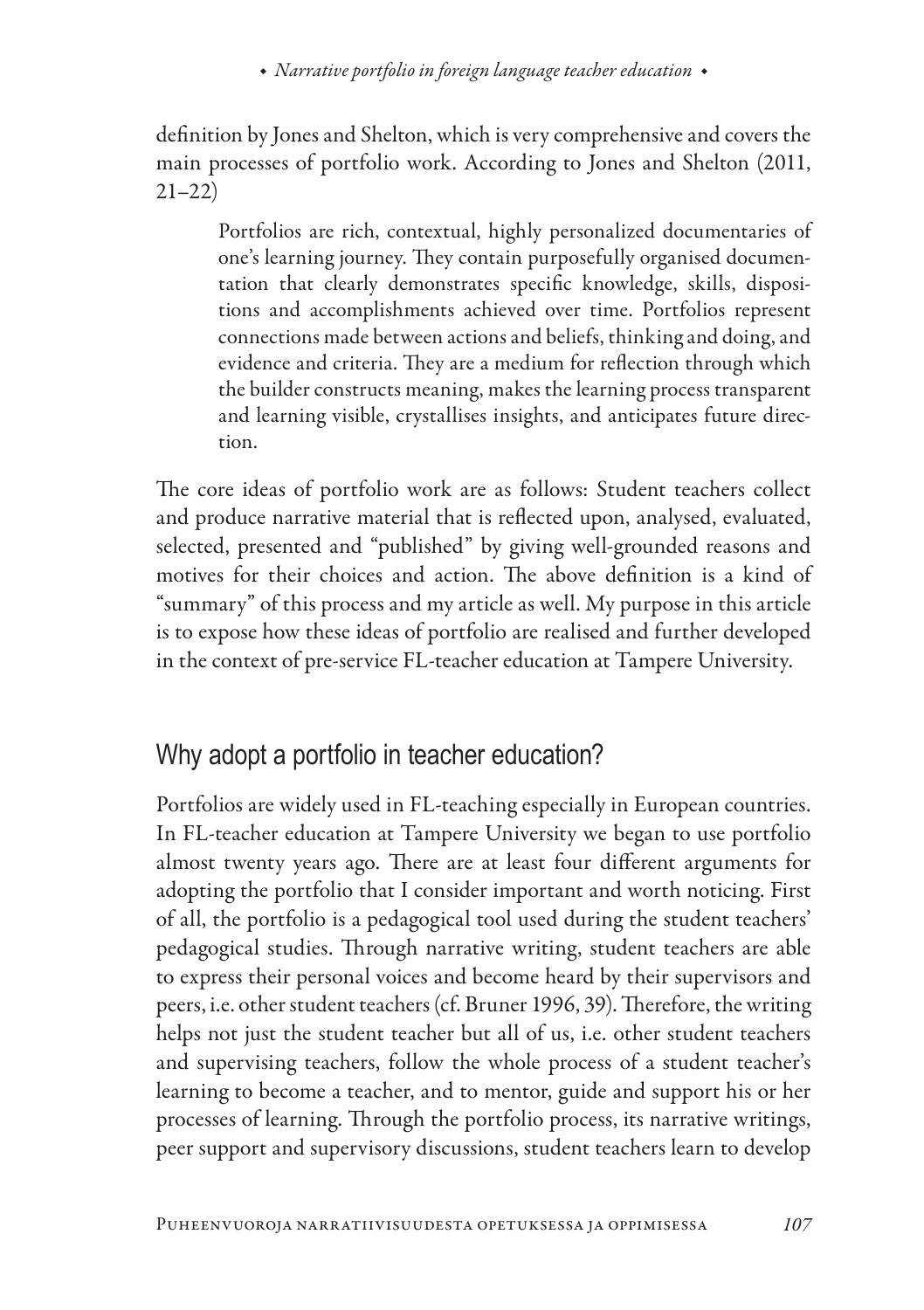definition by Jones and Shelton, which is very comprehensive and covers the main processes of portfolio work. According to Jones and Shelton (2011, 21–22)

> Portfolios are rich, contextual, highly personalized documentaries of one's learning journey. They contain purposefully organised documentation that clearly demonstrates specific knowledge, skills, dispositions and accomplishments achieved over time. Portfolios represent connections made between actions and beliefs, thinking and doing, and evidence and criteria. They are a medium for reflection through which the builder constructs meaning, makes the learning process transparent and learning visible, crystallises insights, and anticipates future direction.

The core ideas of portfolio work are as follows: Student teachers collect and produce narrative material that is reflected upon, analysed, evaluated, selected, presented and "published" by giving well-grounded reasons and motives for their choices and action. The above definition is a kind of "summary" of this process and my article as well. My purpose in this article is to expose how these ideas of portfolio are realised and further developed in the context of pre-service FL-teacher education at Tampere University.

## Why adopt a portfolio in teacher education?

Portfolios are widely used in FL-teaching especially in European countries. In FL-teacher education at Tampere University we began to use portfolio almost twenty years ago. There are at least four different arguments for adopting the portfolio that I consider important and worth noticing. First of all, the portfolio is a pedagogical tool used during the student teachers' pedagogical studies. Through narrative writing, student teachers are able to express their personal voices and become heard by their supervisors and peers, i.e. other student teachers (cf. Bruner 1996, 39). Therefore, the writing helps not just the student teacher but all of us, i.e. other student teachers and supervising teachers, follow the whole process of a student teacher's learning to become a teacher, and to mentor, guide and support his or her processes of learning. Through the portfolio process, its narrative writings, peer support and supervisory discussions, student teachers learn to develop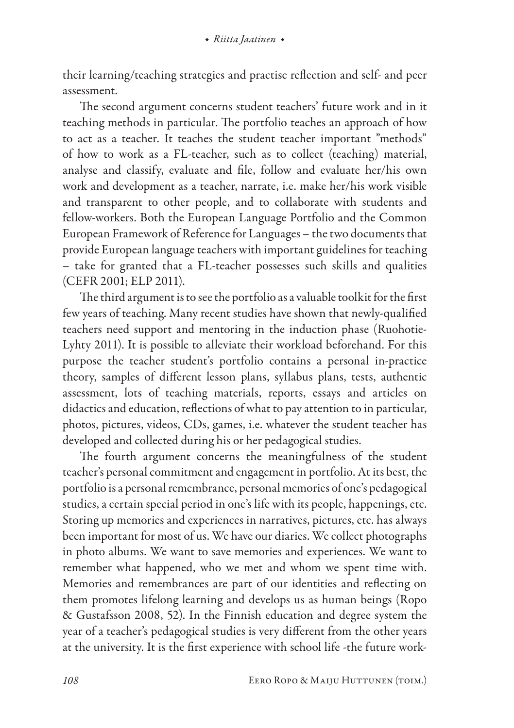their learning/teaching strategies and practise reflection and self- and peer assessment.

The second argument concerns student teachers' future work and in it teaching methods in particular. The portfolio teaches an approach of how to act as a teacher. It teaches the student teacher important "methods" of how to work as a FL-teacher, such as to collect (teaching) material, analyse and classify, evaluate and file, follow and evaluate her/his own work and development as a teacher, narrate, i.e. make her/his work visible and transparent to other people, and to collaborate with students and fellow-workers. Both the European Language Portfolio and the Common European Framework of Reference for Languages – the two documents that provide European language teachers with important guidelines for teaching – take for granted that a FL-teacher possesses such skills and qualities (CEFR 2001; ELP 2011).

The third argument is to see the portfolio as a valuable toolkit for the first few years of teaching. Many recent studies have shown that newly-qualified teachers need support and mentoring in the induction phase (Ruohotie-Lyhty 2011). It is possible to alleviate their workload beforehand. For this purpose the teacher student's portfolio contains a personal in-practice theory, samples of different lesson plans, syllabus plans, tests, authentic assessment, lots of teaching materials, reports, essays and articles on didactics and education, reflections of what to pay attention to in particular, photos, pictures, videos, CDs, games, i.e. whatever the student teacher has developed and collected during his or her pedagogical studies.

The fourth argument concerns the meaningfulness of the student teacher's personal commitment and engagement in portfolio. At its best, the portfolio is a personal remembrance, personal memories of one's pedagogical studies, a certain special period in one's life with its people, happenings, etc. Storing up memories and experiences in narratives, pictures, etc. has always been important for most of us. We have our diaries. We collect photographs in photo albums. We want to save memories and experiences. We want to remember what happened, who we met and whom we spent time with. Memories and remembrances are part of our identities and reflecting on them promotes lifelong learning and develops us as human beings (Ropo & Gustafsson 2008, 52). In the Finnish education and degree system the year of a teacher's pedagogical studies is very different from the other years at the university. It is the first experience with school life -the future work-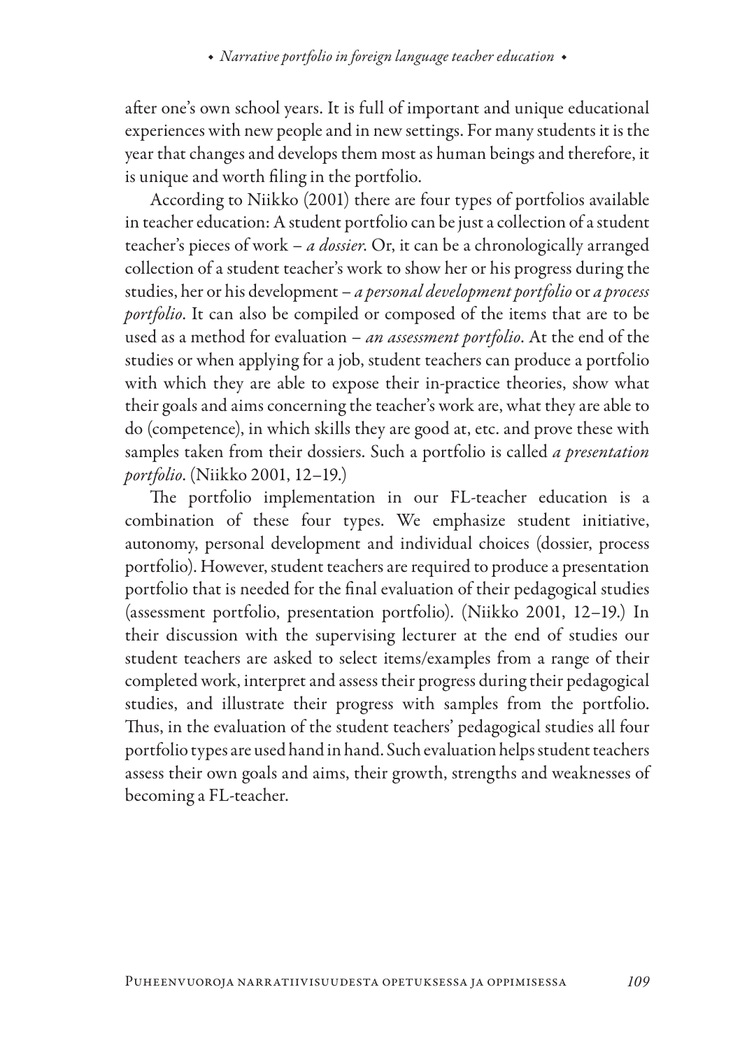after one's own school years. It is full of important and unique educational experiences with new people and in new settings. For many students it is the year that changes and develops them most as human beings and therefore, it is unique and worth filing in the portfolio.

According to Niikko (2001) there are four types of portfolios available in teacher education: A student portfolio can be just a collection of a student teacher's pieces of work – *a dossier*. Or, it can be a chronologically arranged collection of a student teacher's work to show her or his progress during the studies, her or his development – *a personal development portfolio* or *a process portfolio*. It can also be compiled or composed of the items that are to be used as a method for evaluation – *an assessment portfolio*. At the end of the studies or when applying for a job, student teachers can produce a portfolio with which they are able to expose their in-practice theories, show what their goals and aims concerning the teacher's work are, what they are able to do (competence), in which skills they are good at, etc. and prove these with samples taken from their dossiers. Such a portfolio is called *a presentation portfolio*. (Niikko 2001, 12–19.)

The portfolio implementation in our FL-teacher education is a combination of these four types. We emphasize student initiative, autonomy, personal development and individual choices (dossier, process portfolio). However, student teachers are required to produce a presentation portfolio that is needed for the final evaluation of their pedagogical studies (assessment portfolio, presentation portfolio). (Niikko 2001, 12–19.) In their discussion with the supervising lecturer at the end of studies our student teachers are asked to select items/examples from a range of their completed work, interpret and assess their progress during their pedagogical studies, and illustrate their progress with samples from the portfolio. Thus, in the evaluation of the student teachers' pedagogical studies all four portfolio types are used hand in hand. Such evaluation helps student teachers assess their own goals and aims, their growth, strengths and weaknesses of becoming a FL-teacher.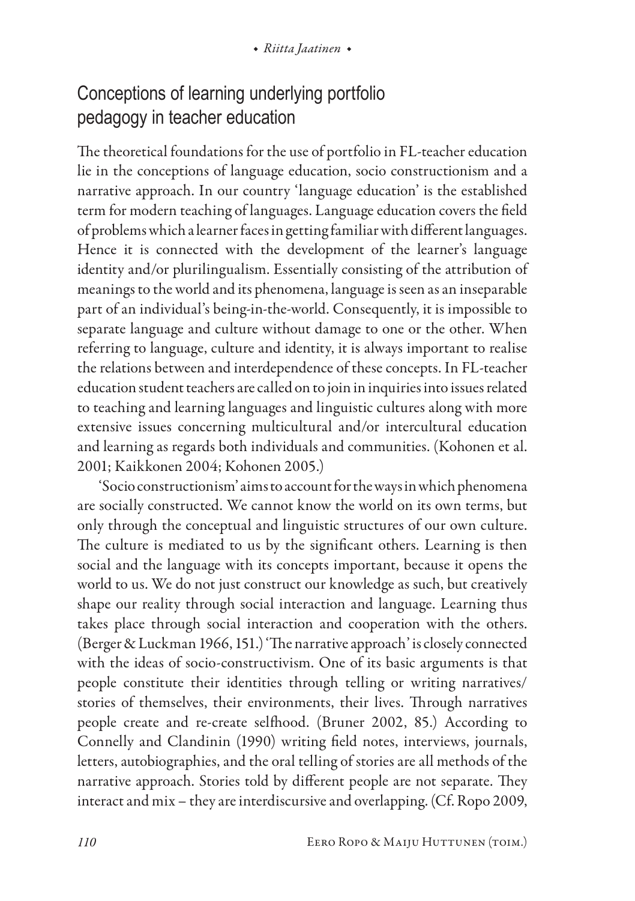## Conceptions of learning underlying portfolio pedagogy in teacher education

The theoretical foundations for the use of portfolio in FL-teacher education lie in the conceptions of language education, socio constructionism and a narrative approach. In our country 'language education' is the established term for modern teaching of languages. Language education covers the field of problems which a learner faces in getting familiar with different languages. Hence it is connected with the development of the learner's language identity and/or plurilingualism. Essentially consisting of the attribution of meanings to the world and its phenomena, language is seen as an inseparable part of an individual's being-in-the-world. Consequently, it is impossible to separate language and culture without damage to one or the other. When referring to language, culture and identity, it is always important to realise the relations between and interdependence of these concepts. In FL-teacher education student teachers are called on to join in inquiries into issues related to teaching and learning languages and linguistic cultures along with more extensive issues concerning multicultural and/or intercultural education and learning as regards both individuals and communities. (Kohonen et al. 2001; Kaikkonen 2004; Kohonen 2005.)

'Socio constructionism' aims to account for the ways in which phenomena are socially constructed. We cannot know the world on its own terms, but only through the conceptual and linguistic structures of our own culture. The culture is mediated to us by the significant others. Learning is then social and the language with its concepts important, because it opens the world to us. We do not just construct our knowledge as such, but creatively shape our reality through social interaction and language. Learning thus takes place through social interaction and cooperation with the others. (Berger & Luckman 1966, 151.) 'The narrative approach' is closely connected with the ideas of socio-constructivism. One of its basic arguments is that people constitute their identities through telling or writing narratives/ stories of themselves, their environments, their lives. Through narratives people create and re-create selfhood. (Bruner 2002, 85.) According to Connelly and Clandinin (1990) writing field notes, interviews, journals, letters, autobiographies, and the oral telling of stories are all methods of the narrative approach. Stories told by different people are not separate. They interact and mix – they are interdiscursive and overlapping. (Cf. Ropo 2009,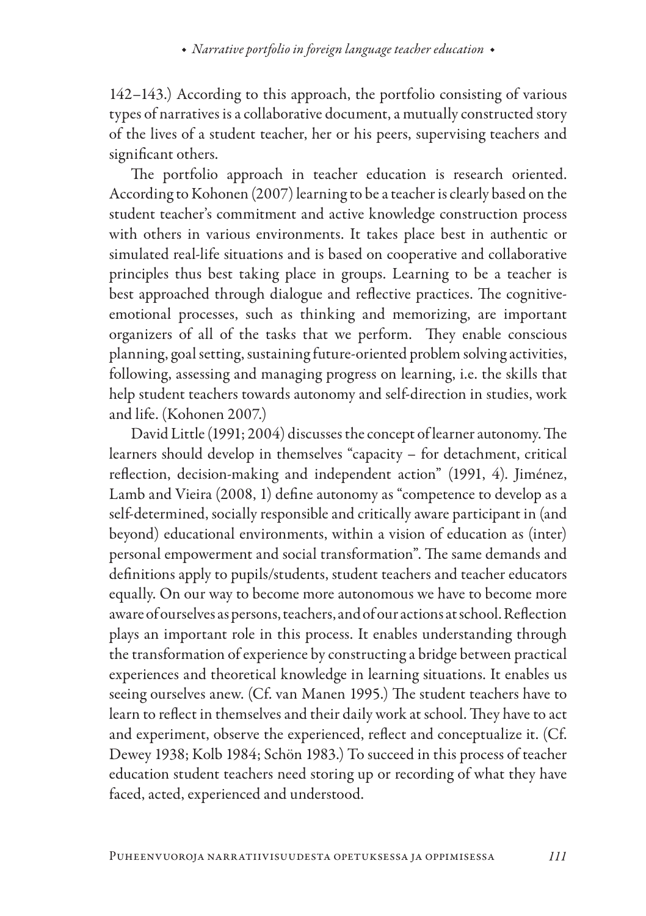142–143.) According to this approach, the portfolio consisting of various types of narratives is a collaborative document, a mutually constructed story of the lives of a student teacher, her or his peers, supervising teachers and significant others.

The portfolio approach in teacher education is research oriented. According to Kohonen (2007) learning to be a teacher is clearly based on the student teacher's commitment and active knowledge construction process with others in various environments. It takes place best in authentic or simulated real-life situations and is based on cooperative and collaborative principles thus best taking place in groups. Learning to be a teacher is best approached through dialogue and reflective practices. The cognitive-emotional processes, such as thinking and memorizing, are important organizers of all of the tasks that we perform. They enable conscious planning, goal setting, sustaining future-oriented problem solving activities, following, assessing and managing progress on learning, i.e. the skills that help student teachers towards autonomy and self-direction in studies, work and life. (Kohonen 2007.)

David Little (1991; 2004) discusses the concept of learner autonomy. The learners should develop in themselves "capacity – for detachment, critical reflection, decision-making and independent action" (1991, 4). Jiménez, Lamb and Vieira (2008, 1) define autonomy as "competence to develop as a self-determined, socially responsible and critically aware participant in (and beyond) educational environments, within a vision of education as (inter) personal empowerment and social transformation". The same demands and definitions apply to pupils/students, student teachers and teacher educators equally. On our way to become more autonomous we have to become more aware of ourselves as persons, teachers, and of our actions at school. Reflection plays an important role in this process. It enables understanding through the transformation of experience by constructing a bridge between practical experiences and theoretical knowledge in learning situations. It enables us seeing ourselves anew. (Cf. van Manen 1995.) The student teachers have to learn to reflect in themselves and their daily work at school. They have to act and experiment, observe the experienced, reflect and conceptualize it. (Cf. Dewey 1938; Kolb 1984; Schön 1983.) To succeed in this process of teacher education student teachers need storing up or recording of what they have faced, acted, experienced and understood.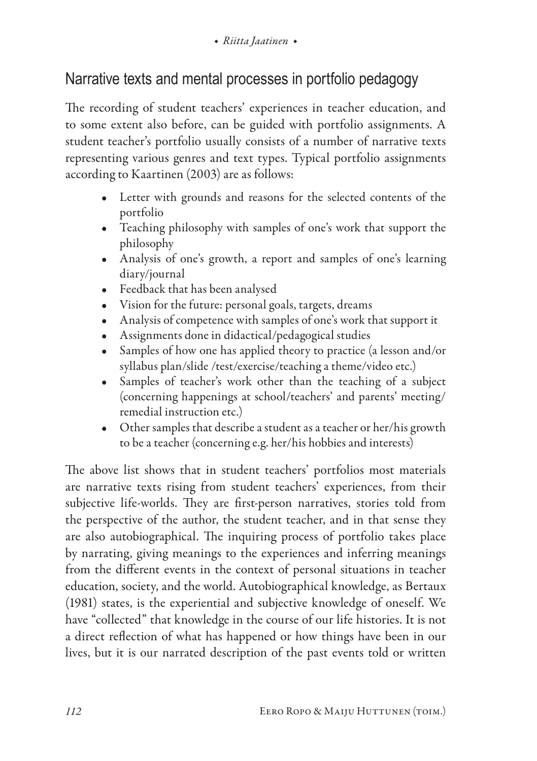## Narrative texts and mental processes in portfolio pedagogy

The recording of student teachers' experiences in teacher education, and to some extent also before, can be guided with portfolio assignments. A student teacher's portfolio usually consists of a number of narrative texts representing various genres and text types. Typical portfolio assignments according to Kaartinen (2003) are as follows:

- Letter with grounds and reasons for the selected contents of the portfolio
- Teaching philosophy with samples of one's work that support the philosophy
- Analysis of one's growth, a report and samples of one's learning diary/journal
- Feedback that has been analysed
- Vision for the future: personal goals, targets, dreams
- Analysis of competence with samples of one's work that support it
- Assignments done in didactical/pedagogical studies
- Samples of how one has applied theory to practice (a lesson and/or syllabus plan/slide /test/exercise/teaching a theme/video etc.)
- Samples of teacher's work other than the teaching of a subject (concerning happenings at school/teachers' and parents' meeting/ remedial instruction etc.)
- Other samples that describe a student as a teacher or her/his growth to be a teacher (concerning e.g. her/his hobbies and interests)

The above list shows that in student teachers' portfolios most materials are narrative texts rising from student teachers' experiences, from their subjective life-worlds. They are first-person narratives, stories told from the perspective of the author, the student teacher, and in that sense they are also autobiographical. The inquiring process of portfolio takes place by narrating, giving meanings to the experiences and inferring meanings from the different events in the context of personal situations in teacher education, society, and the world. Autobiographical knowledge, as Bertaux (1981) states, is the experiential and subjective knowledge of oneself. We have "collected" that knowledge in the course of our life histories. It is not a direct reflection of what has happened or how things have been in our lives, but it is our narrated description of the past events told or written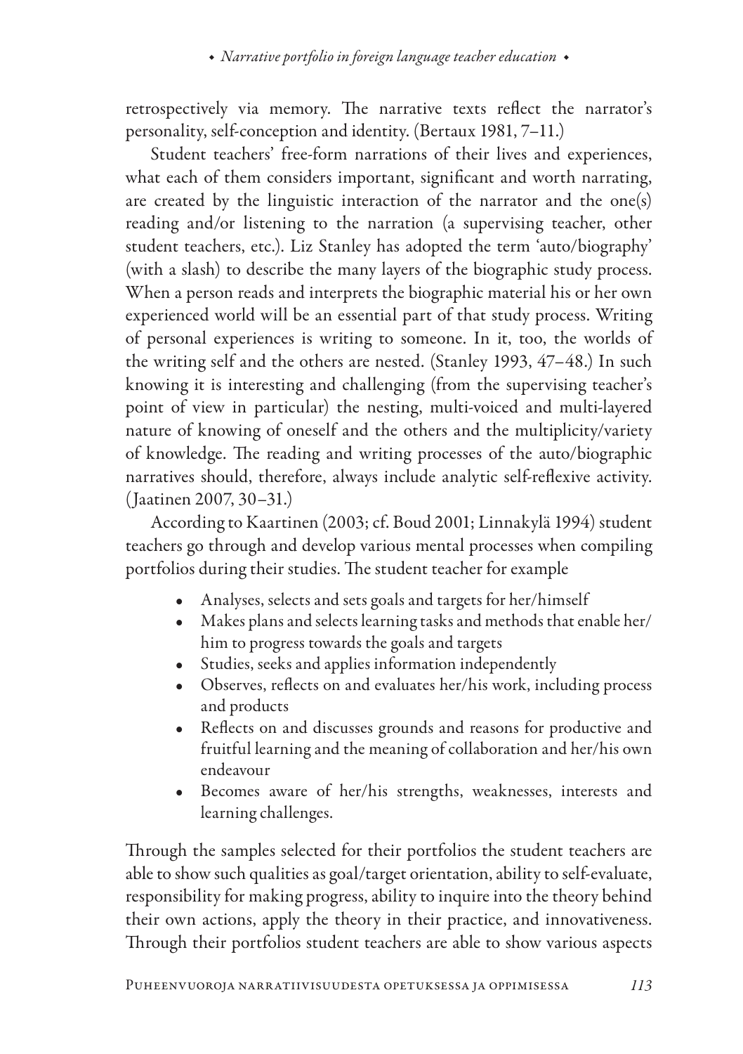retrospectively via memory. The narrative texts reflect the narrator's personality, self-conception and identity. (Bertaux 1981, 7–11.)

Student teachers' free-form narrations of their lives and experiences, what each of them considers important, significant and worth narrating, are created by the linguistic interaction of the narrator and the one(s) reading and/or listening to the narration (a supervising teacher, other student teachers, etc.). Liz Stanley has adopted the term 'auto/biography' (with a slash) to describe the many layers of the biographic study process. When a person reads and interprets the biographic material his or her own experienced world will be an essential part of that study process. Writing of personal experiences is writing to someone. In it, too, the worlds of the writing self and the others are nested. (Stanley 1993, 47–48.) In such knowing it is interesting and challenging (from the supervising teacher's point of view in particular) the nesting, multi-voiced and multi-layered nature of knowing of oneself and the others and the multiplicity/variety of knowledge. The reading and writing processes of the auto/biographic narratives should, therefore, always include analytic self-reflexive activity. (Jaatinen 2007, 30–31.)

According to Kaartinen (2003; cf. Boud 2001; Linnakylä 1994) student teachers go through and develop various mental processes when compiling portfolios during their studies. The student teacher for example

- Analyses, selects and sets goals and targets for her/himself
- Makes plans and selects learning tasks and methods that enable her/him to progress towards the goals and targets
- Studies, seeks and applies information independently
- Observes, reflects on and evaluates her/his work, including process and products
- Reflects on and discusses grounds and reasons for productive and fruitful learning and the meaning of collaboration and her/his own endeavour
- Becomes aware of her/his strengths, weaknesses, interests and learning challenges.

Through the samples selected for their portfolios the student teachers are able to show such qualities as goal/target orientation, ability to self-evaluate, responsibility for making progress, ability to inquire into the theory behind their own actions, apply the theory in their practice, and innovativeness. Through their portfolios student teachers are able to show various aspects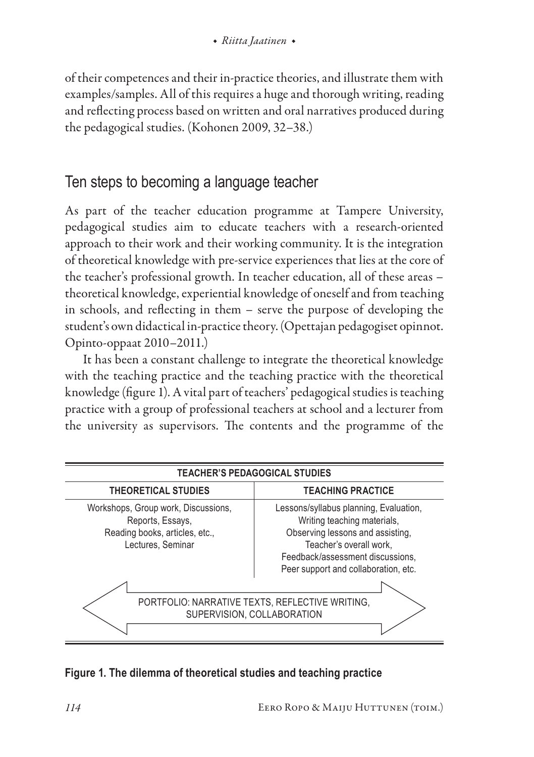of their competences and their in-practice theories, and illustrate them with examples/samples. All of this requires a huge and thorough writing, reading and reflecting process based on written and oral narratives produced during the pedagogical studies. (Kohonen 2009, 32–38.)

## Ten steps to becoming a language teacher

As part of the teacher education programme at Tampere University, pedagogical studies aim to educate teachers with a research-oriented approach to their work and their working community. It is the integration of theoretical knowledge with pre-service experiences that lies at the core of the teacher's professional growth. In teacher education, all of these areas – theoretical knowledge, experiential knowledge of oneself and from teaching in schools, and reflecting in them – serve the purpose of developing the student's own didactical in-practice theory. (Opettajan pedagogiset opinnot. Opinto-oppaat 2010–2011.)

It has been a constant challenge to integrate the theoretical knowledge with the teaching practice and the teaching practice with the theoretical knowledge (figure 1). A vital part of teachers' pedagogical studies is teaching practice with a group of professional teachers at school and a lecturer from the university as supervisors. The contents and the programme of the

| TEACHER'S PEDAGOGICAL STUDIES | |
|---|---|
| **THEORETICAL STUDIES** | **TEACHING PRACTICE** |
| Workshops, Group work, Discussions, Reports, Essays, Reading books, articles, etc., Lectures, Seminar | Lessons/syllabus planning, Evaluation, Writing teaching materials, Observing lessons and assisting, Teacher's overall work, Feedback/assessment discussions, Peer support and collaboration, etc. |
| PORTFOLIO: NARRATIVE TEXTS, REFLECTIVE WRITING, SUPERVISION, COLLABORATION | |

**Figure 1. The dilemma of theoretical studies and teaching practice**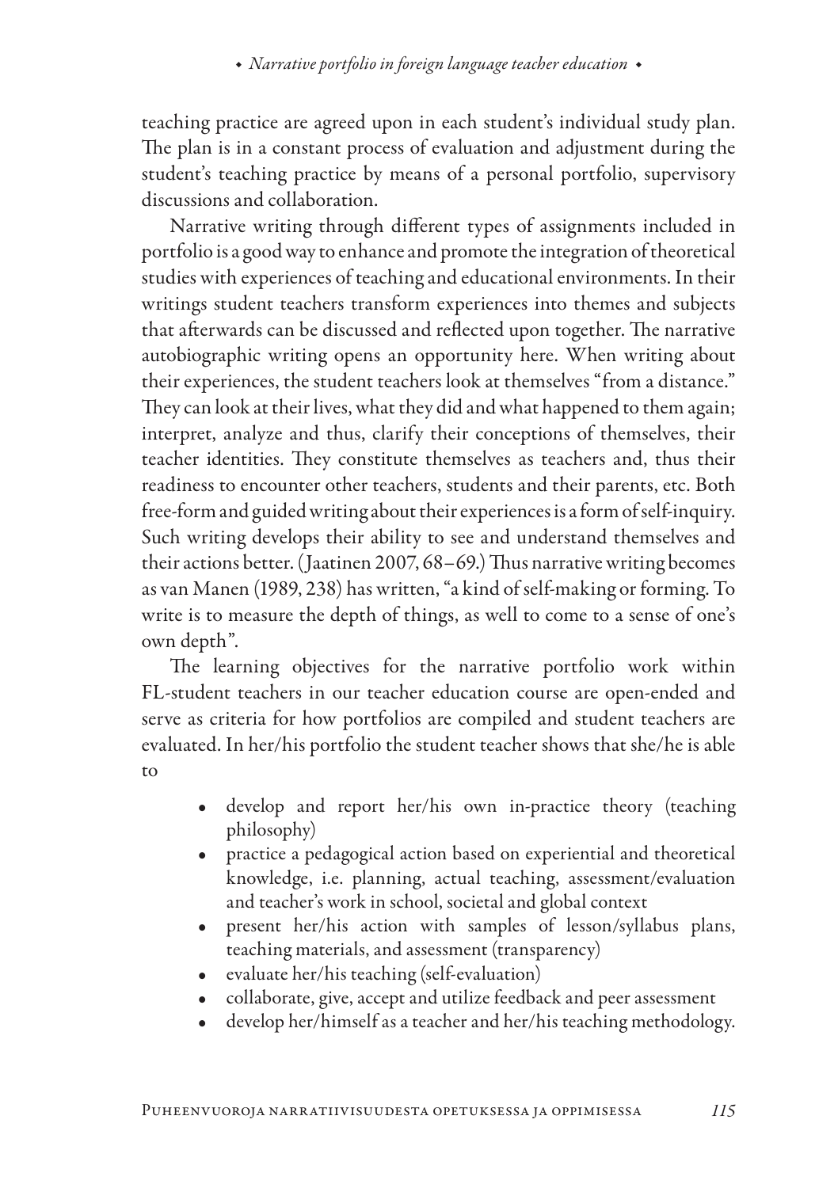teaching practice are agreed upon in each student's individual study plan. The plan is in a constant process of evaluation and adjustment during the student's teaching practice by means of a personal portfolio, supervisory discussions and collaboration.

Narrative writing through different types of assignments included in portfolio is a good way to enhance and promote the integration of theoretical studies with experiences of teaching and educational environments. In their writings student teachers transform experiences into themes and subjects that afterwards can be discussed and reflected upon together. The narrative autobiographic writing opens an opportunity here. When writing about their experiences, the student teachers look at themselves "from a distance." They can look at their lives, what they did and what happened to them again; interpret, analyze and thus, clarify their conceptions of themselves, their teacher identities. They constitute themselves as teachers and, thus their readiness to encounter other teachers, students and their parents, etc. Both free-form and guided writing about their experiences is a form of self-inquiry. Such writing develops their ability to see and understand themselves and their actions better. (Jaatinen 2007, 68–69.) Thus narrative writing becomes as van Manen (1989, 238) has written, "a kind of self-making or forming. To write is to measure the depth of things, as well to come to a sense of one's own depth".

The learning objectives for the narrative portfolio work within FL-student teachers in our teacher education course are open-ended and serve as criteria for how portfolios are compiled and student teachers are evaluated. In her/his portfolio the student teacher shows that she/he is able to

- develop and report her/his own in-practice theory (teaching philosophy)
- practice a pedagogical action based on experiential and theoretical knowledge, i.e. planning, actual teaching, assessment/evaluation and teacher's work in school, societal and global context
- present her/his action with samples of lesson/syllabus plans, teaching materials, and assessment (transparency)
- evaluate her/his teaching (self-evaluation)
- collaborate, give, accept and utilize feedback and peer assessment
- develop her/himself as a teacher and her/his teaching methodology.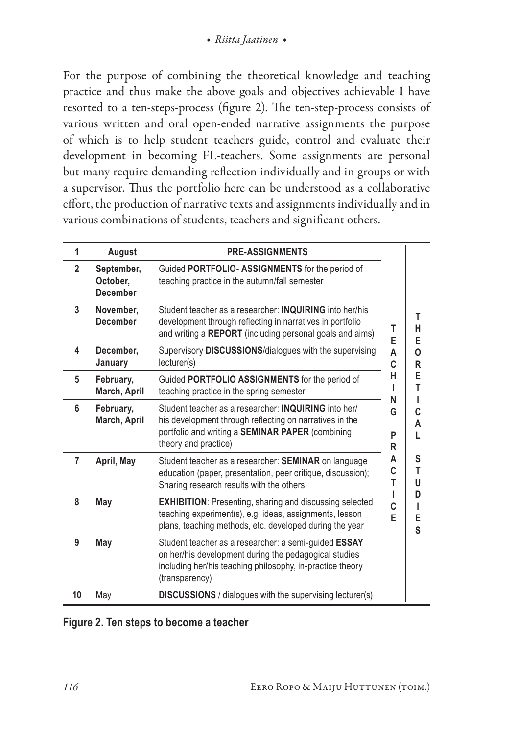For the purpose of combining the theoretical knowledge and teaching practice and thus make the above goals and objectives achievable I have resorted to a ten-steps-process (figure 2). The ten-step-process consists of various written and oral open-ended narrative assignments the purpose of which is to help student teachers guide, control and evaluate their development in becoming FL-teachers. Some assignments are personal but many require demanding reflection individually and in groups or with a supervisor. Thus the portfolio here can be understood as a collaborative effort, the production of narrative texts and assignments individually and in various combinations of students, teachers and significant others.

| 1 | **August** | **PRE-ASSIGNMENTS** | | |
|---|---|---|---|---|
| 2 | **September, October, December** | Guided **PORTFOLIO- ASSIGNMENTS** for the period of teaching practice in the autumn/fall semester | TEACHING PRACTICE | THEORETICAL STUDIES |
| 3 | **November, December** | Student teacher as a researcher: **INQUIRING** into her/his development through reflecting in narratives in portfolio and writing a **REPORT** (including personal goals and aims) | | |
| 4 | **December, January** | Supervisory **DISCUSSIONS**/dialogues with the supervising lecturer(s) | | |
| 5 | **February, March, April** | Guided **PORTFOLIO ASSIGNMENTS** for the period of teaching practice in the spring semester | | |
| 6 | **February, March, April** | Student teacher as a researcher: **INQUIRING** into her/his development through reflecting on narratives in the portfolio and writing a **SEMINAR PAPER** (combining theory and practice) | | |
| 7 | **April, May** | Student teacher as a researcher: **SEMINAR** on language education (paper, presentation, peer critique, discussion); Sharing research results with the others | | |
| 8 | **May** | **EXHIBITION**: Presenting, sharing and discussing selected teaching experiment(s), e.g. ideas, assignments, lesson plans, teaching methods, etc. developed during the year | | |
| 9 | **May** | Student teacher as a researcher: a semi-guided **ESSAY** on her/his development during the pedagogical studies including her/his teaching philosophy, in-practice theory (transparency) | | |
| 10 | May | **DISCUSSIONS** / dialogues with the supervising lecturer(s) | | |

**Figure 2. Ten steps to become a teacher**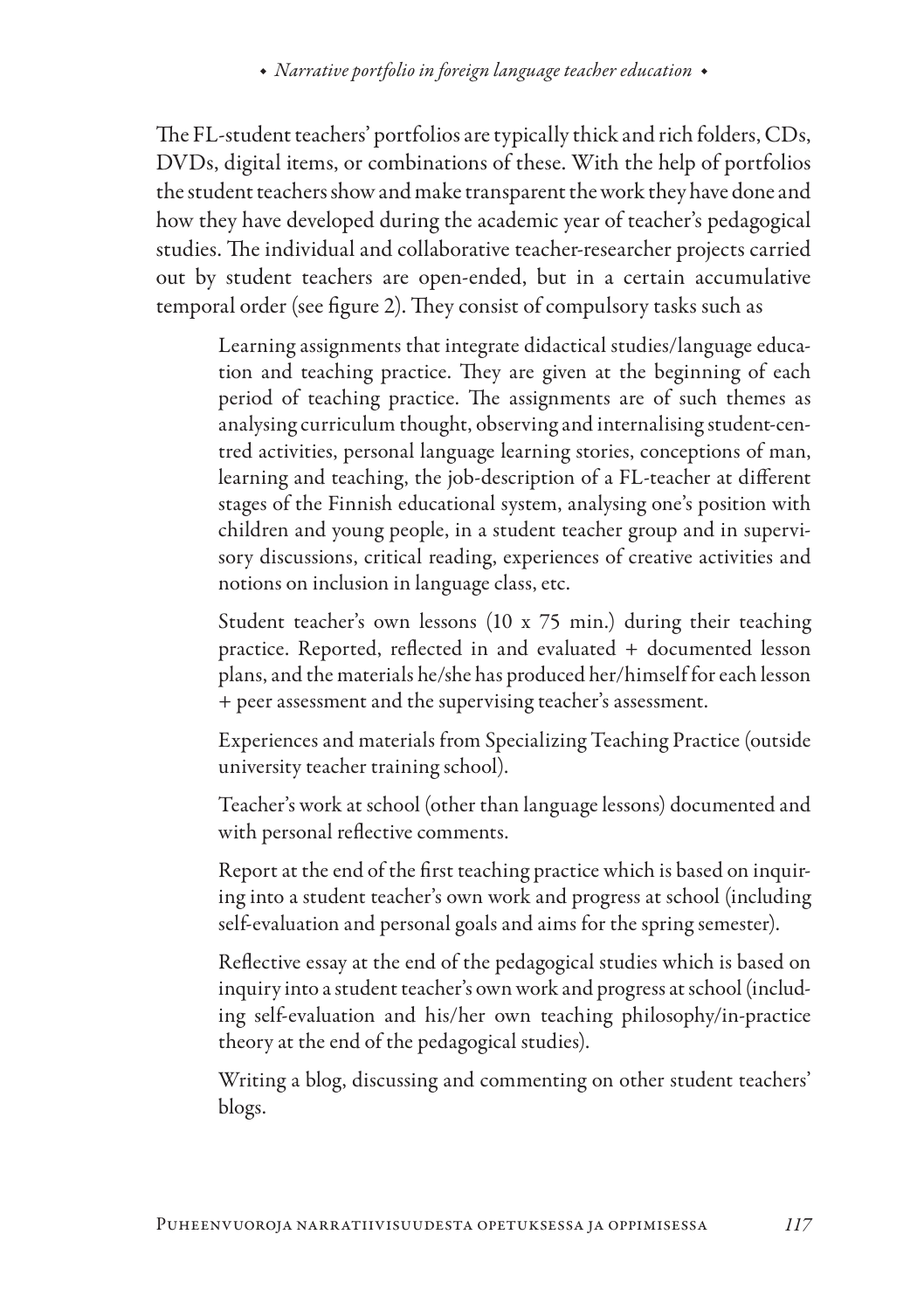The FL-student teachers' portfolios are typically thick and rich folders, CDs, DVDs, digital items, or combinations of these. With the help of portfolios the student teachers show and make transparent the work they have done and how they have developed during the academic year of teacher's pedagogical studies. The individual and collaborative teacher-researcher projects carried out by student teachers are open-ended, but in a certain accumulative temporal order (see figure 2). They consist of compulsory tasks such as

> Learning assignments that integrate didactical studies/language education and teaching practice. They are given at the beginning of each period of teaching practice. The assignments are of such themes as analysing curriculum thought, observing and internalising student-centred activities, personal language learning stories, conceptions of man, learning and teaching, the job-description of a FL-teacher at different stages of the Finnish educational system, analysing one's position with children and young people, in a student teacher group and in supervisory discussions, critical reading, experiences of creative activities and notions on inclusion in language class, etc.
>
> Student teacher's own lessons (10 x 75 min.) during their teaching practice. Reported, reflected in and evaluated + documented lesson plans, and the materials he/she has produced her/himself for each lesson + peer assessment and the supervising teacher's assessment.
>
> Experiences and materials from Specializing Teaching Practice (outside university teacher training school).
>
> Teacher's work at school (other than language lessons) documented and with personal reflective comments.
>
> Report at the end of the first teaching practice which is based on inquiring into a student teacher's own work and progress at school (including self-evaluation and personal goals and aims for the spring semester).
>
> Reflective essay at the end of the pedagogical studies which is based on inquiry into a student teacher's own work and progress at school (including self-evaluation and his/her own teaching philosophy/in-practice theory at the end of the pedagogical studies).
>
> Writing a blog, discussing and commenting on other student teachers' blogs.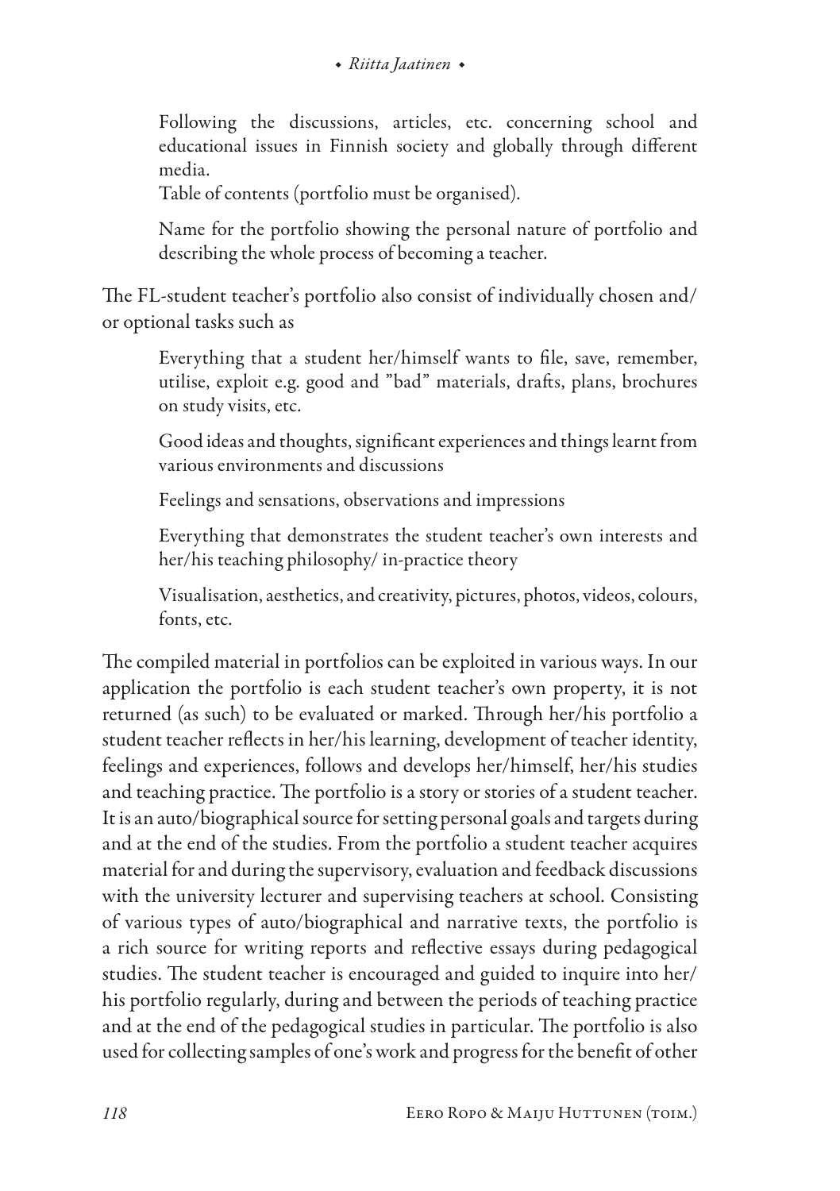Following the discussions, articles, etc. concerning school and educational issues in Finnish society and globally through different media.

Table of contents (portfolio must be organised).

Name for the portfolio showing the personal nature of portfolio and describing the whole process of becoming a teacher.

The FL-student teacher's portfolio also consist of individually chosen and/or optional tasks such as

Everything that a student her/himself wants to file, save, remember, utilise, exploit e.g. good and "bad" materials, drafts, plans, brochures on study visits, etc.

Good ideas and thoughts, significant experiences and things learnt from various environments and discussions

Feelings and sensations, observations and impressions

Everything that demonstrates the student teacher's own interests and her/his teaching philosophy/ in-practice theory

Visualisation, aesthetics, and creativity, pictures, photos, videos, colours, fonts, etc.

The compiled material in portfolios can be exploited in various ways. In our application the portfolio is each student teacher's own property, it is not returned (as such) to be evaluated or marked. Through her/his portfolio a student teacher reflects in her/his learning, development of teacher identity, feelings and experiences, follows and develops her/himself, her/his studies and teaching practice. The portfolio is a story or stories of a student teacher. It is an auto/biographical source for setting personal goals and targets during and at the end of the studies. From the portfolio a student teacher acquires material for and during the supervisory, evaluation and feedback discussions with the university lecturer and supervising teachers at school. Consisting of various types of auto/biographical and narrative texts, the portfolio is a rich source for writing reports and reflective essays during pedagogical studies. The student teacher is encouraged and guided to inquire into her/his portfolio regularly, during and between the periods of teaching practice and at the end of the pedagogical studies in particular. The portfolio is also used for collecting samples of one's work and progress for the benefit of other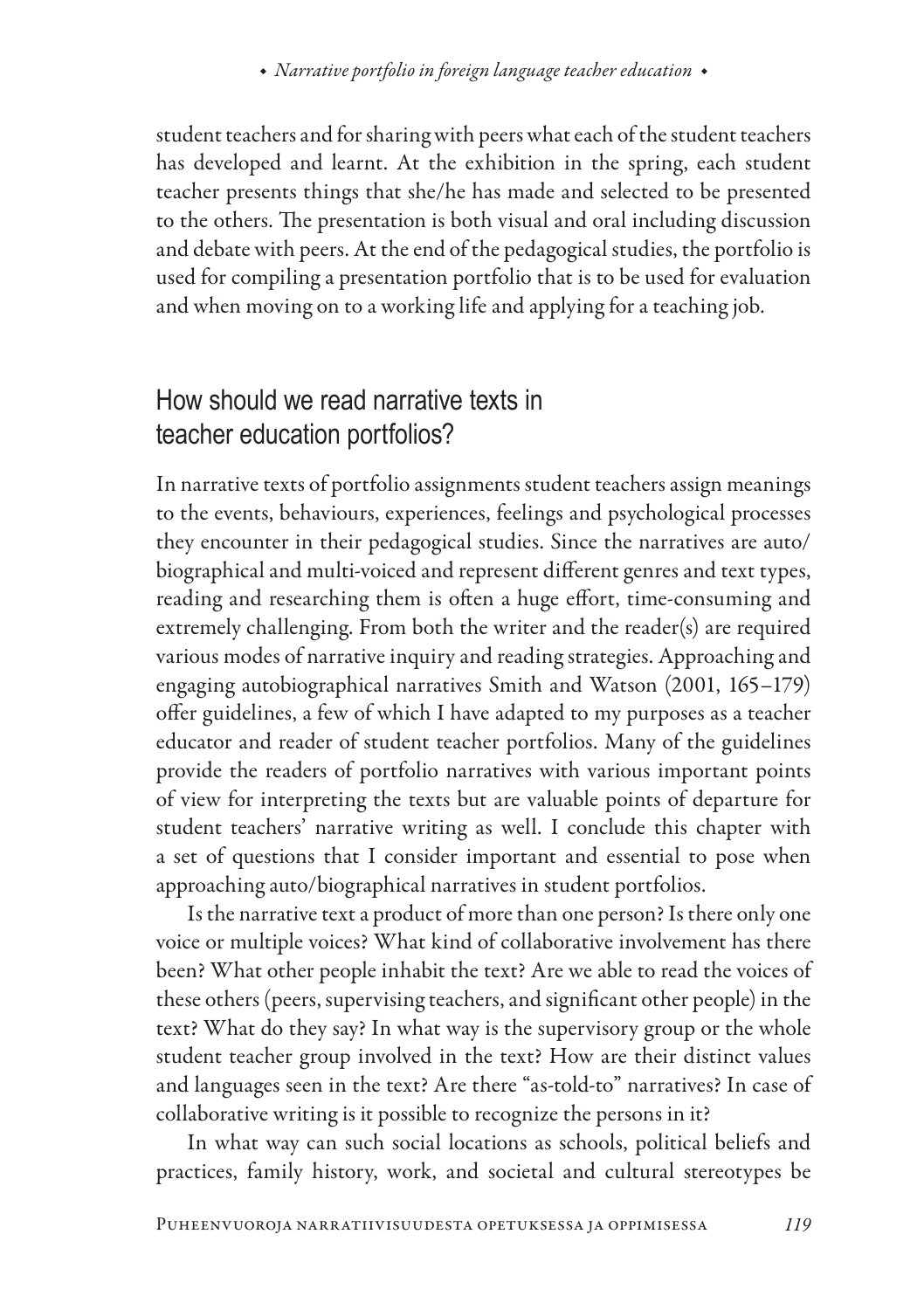student teachers and for sharing with peers what each of the student teachers has developed and learnt. At the exhibition in the spring, each student teacher presents things that she/he has made and selected to be presented to the others. The presentation is both visual and oral including discussion and debate with peers. At the end of the pedagogical studies, the portfolio is used for compiling a presentation portfolio that is to be used for evaluation and when moving on to a working life and applying for a teaching job.

## How should we read narrative texts in teacher education portfolios?

In narrative texts of portfolio assignments student teachers assign meanings to the events, behaviours, experiences, feelings and psychological processes they encounter in their pedagogical studies. Since the narratives are auto/biographical and multi-voiced and represent different genres and text types, reading and researching them is often a huge effort, time-consuming and extremely challenging. From both the writer and the reader(s) are required various modes of narrative inquiry and reading strategies. Approaching and engaging autobiographical narratives Smith and Watson (2001, 165–179) offer guidelines, a few of which I have adapted to my purposes as a teacher educator and reader of student teacher portfolios. Many of the guidelines provide the readers of portfolio narratives with various important points of view for interpreting the texts but are valuable points of departure for student teachers' narrative writing as well. I conclude this chapter with a set of questions that I consider important and essential to pose when approaching auto/biographical narratives in student portfolios.

Is the narrative text a product of more than one person? Is there only one voice or multiple voices? What kind of collaborative involvement has there been? What other people inhabit the text? Are we able to read the voices of these others (peers, supervising teachers, and significant other people) in the text? What do they say? In what way is the supervisory group or the whole student teacher group involved in the text? How are their distinct values and languages seen in the text? Are there "as-told-to" narratives? In case of collaborative writing is it possible to recognize the persons in it?

In what way can such social locations as schools, political beliefs and practices, family history, work, and societal and cultural stereotypes be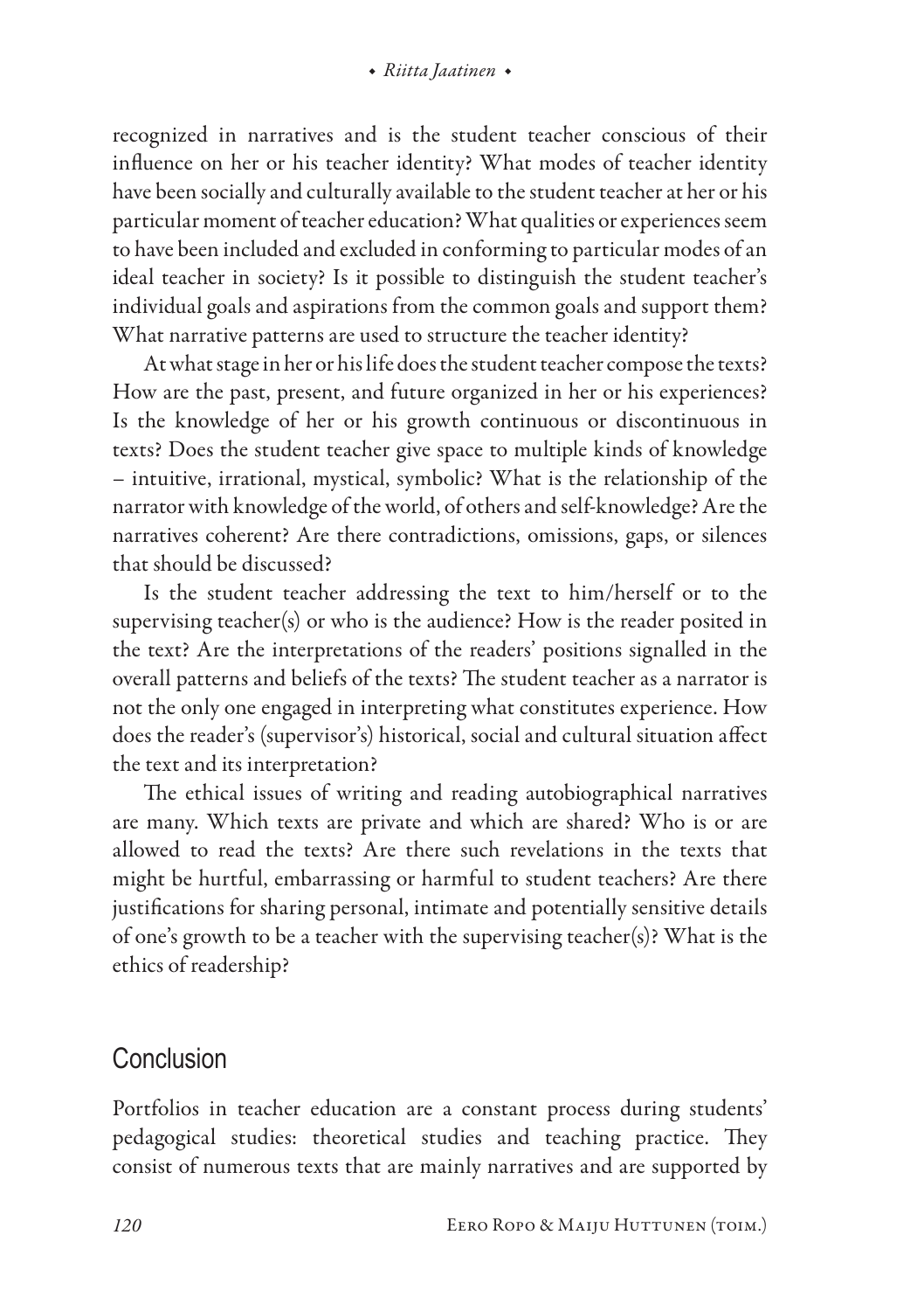recognized in narratives and is the student teacher conscious of their influence on her or his teacher identity? What modes of teacher identity have been socially and culturally available to the student teacher at her or his particular moment of teacher education? What qualities or experiences seem to have been included and excluded in conforming to particular modes of an ideal teacher in society? Is it possible to distinguish the student teacher's individual goals and aspirations from the common goals and support them? What narrative patterns are used to structure the teacher identity?

At what stage in her or his life does the student teacher compose the texts? How are the past, present, and future organized in her or his experiences? Is the knowledge of her or his growth continuous or discontinuous in texts? Does the student teacher give space to multiple kinds of knowledge – intuitive, irrational, mystical, symbolic? What is the relationship of the narrator with knowledge of the world, of others and self-knowledge? Are the narratives coherent? Are there contradictions, omissions, gaps, or silences that should be discussed?

Is the student teacher addressing the text to him/herself or to the supervising teacher(s) or who is the audience? How is the reader posited in the text? Are the interpretations of the readers' positions signalled in the overall patterns and beliefs of the texts? The student teacher as a narrator is not the only one engaged in interpreting what constitutes experience. How does the reader's (supervisor's) historical, social and cultural situation affect the text and its interpretation?

The ethical issues of writing and reading autobiographical narratives are many. Which texts are private and which are shared? Who is or are allowed to read the texts? Are there such revelations in the texts that might be hurtful, embarrassing or harmful to student teachers? Are there justifications for sharing personal, intimate and potentially sensitive details of one's growth to be a teacher with the supervising teacher(s)? What is the ethics of readership?

## Conclusion

Portfolios in teacher education are a constant process during students' pedagogical studies: theoretical studies and teaching practice. They consist of numerous texts that are mainly narratives and are supported by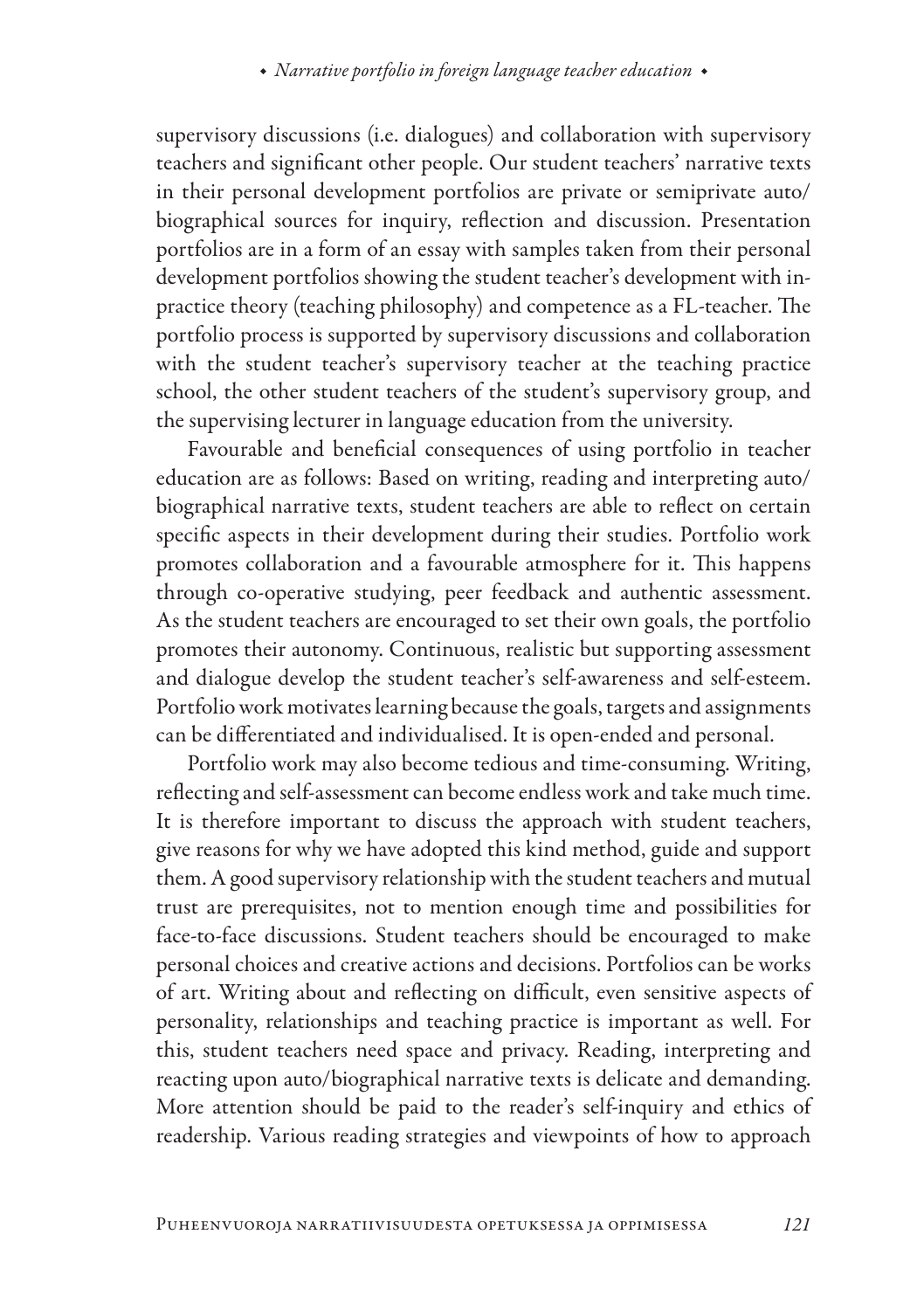supervisory discussions (i.e. dialogues) and collaboration with supervisory teachers and significant other people. Our student teachers' narrative texts in their personal development portfolios are private or semiprivate auto/biographical sources for inquiry, reflection and discussion. Presentation portfolios are in a form of an essay with samples taken from their personal development portfolios showing the student teacher's development with in-practice theory (teaching philosophy) and competence as a FL-teacher. The portfolio process is supported by supervisory discussions and collaboration with the student teacher's supervisory teacher at the teaching practice school, the other student teachers of the student's supervisory group, and the supervising lecturer in language education from the university.

Favourable and beneficial consequences of using portfolio in teacher education are as follows: Based on writing, reading and interpreting auto/biographical narrative texts, student teachers are able to reflect on certain specific aspects in their development during their studies. Portfolio work promotes collaboration and a favourable atmosphere for it. This happens through co-operative studying, peer feedback and authentic assessment. As the student teachers are encouraged to set their own goals, the portfolio promotes their autonomy. Continuous, realistic but supporting assessment and dialogue develop the student teacher's self-awareness and self-esteem. Portfolio work motivates learning because the goals, targets and assignments can be differentiated and individualised. It is open-ended and personal.

Portfolio work may also become tedious and time-consuming. Writing, reflecting and self-assessment can become endless work and take much time. It is therefore important to discuss the approach with student teachers, give reasons for why we have adopted this kind method, guide and support them. A good supervisory relationship with the student teachers and mutual trust are prerequisites, not to mention enough time and possibilities for face-to-face discussions. Student teachers should be encouraged to make personal choices and creative actions and decisions. Portfolios can be works of art. Writing about and reflecting on difficult, even sensitive aspects of personality, relationships and teaching practice is important as well. For this, student teachers need space and privacy. Reading, interpreting and reacting upon auto/biographical narrative texts is delicate and demanding. More attention should be paid to the reader's self-inquiry and ethics of readership. Various reading strategies and viewpoints of how to approach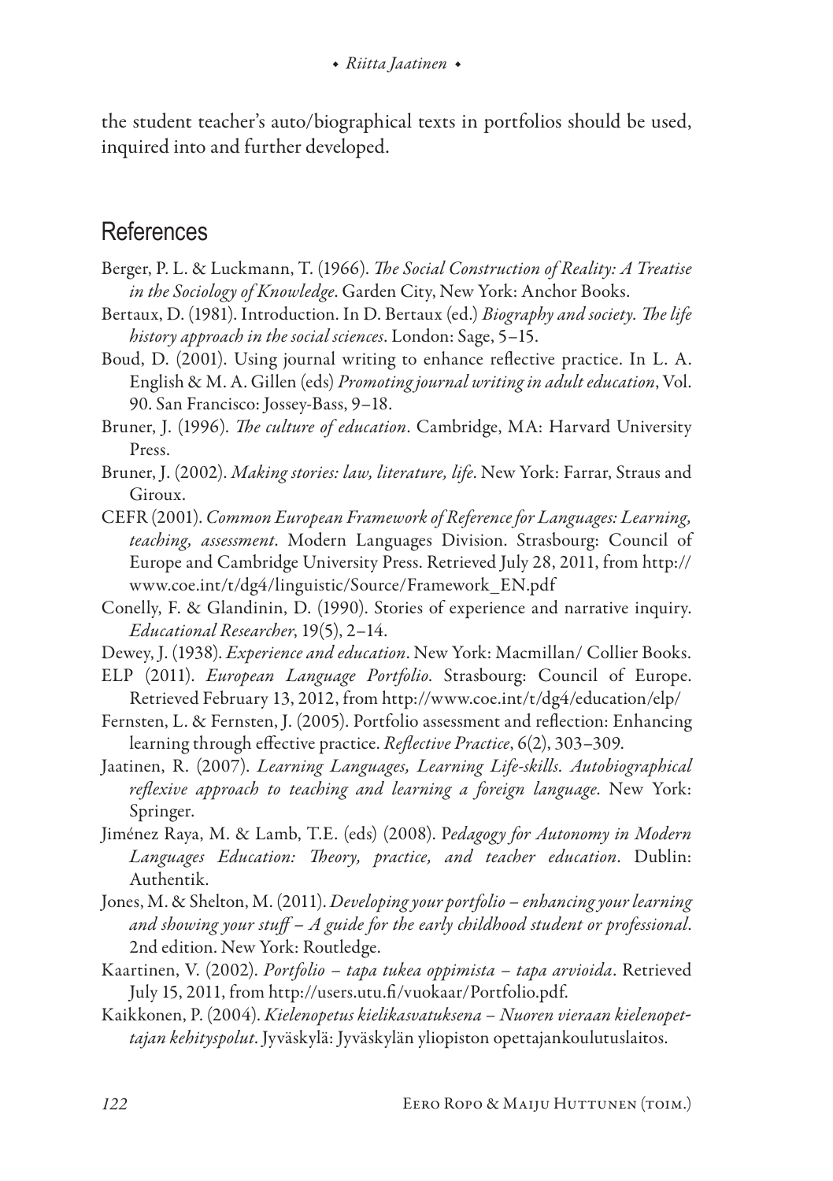the student teacher's auto/biographical texts in portfolios should be used, inquired into and further developed.

## References

Berger, P. L. & Luckmann, T. (1966). *The Social Construction of Reality: A Treatise in the Sociology of Knowledge*. Garden City, New York: Anchor Books.

Bertaux, D. (1981). Introduction. In D. Bertaux (ed.) *Biography and society. The life history approach in the social sciences*. London: Sage, 5–15.

Boud, D. (2001). Using journal writing to enhance reflective practice. In L. A. English & M. A. Gillen (eds) *Promoting journal writing in adult education*, Vol. 90. San Francisco: Jossey-Bass, 9–18.

Bruner, J. (1996). *The culture of education*. Cambridge, MA: Harvard University Press.

Bruner, J. (2002). *Making stories: law, literature, life*. New York: Farrar, Straus and Giroux.

CEFR (2001). *Common European Framework of Reference for Languages: Learning, teaching, assessment*. Modern Languages Division. Strasbourg: Council of Europe and Cambridge University Press. Retrieved July 28, 2011, from http://www.coe.int/t/dg4/linguistic/Source/Framework_EN.pdf

Conelly, F. & Glandinin, D. (1990). Stories of experience and narrative inquiry. *Educational Researcher*, 19(5), 2–14.

Dewey, J. (1938). *Experience and education*. New York: Macmillan/ Collier Books.

ELP (2011). *European Language Portfolio*. Strasbourg: Council of Europe. Retrieved February 13, 2012, from http://www.coe.int/t/dg4/education/elp/

Fernsten, L. & Fernsten, J. (2005). Portfolio assessment and reflection: Enhancing learning through effective practice. *Reflective Practice*, 6(2), 303–309.

Jaatinen, R. (2007). *Learning Languages, Learning Life-skills. Autobiographical reflexive approach to teaching and learning a foreign language*. New York: Springer.

Jiménez Raya, M. & Lamb, T.E. (eds) (2008). P*edagogy for Autonomy in Modern Languages Education: Theory, practice, and teacher education*. Dublin: Authentik.

Jones, M. & Shelton, M. (2011). *Developing your portfolio – enhancing your learning and showing your stuff – A guide for the early childhood student or professional*. 2nd edition. New York: Routledge.

Kaartinen, V. (2002). *Portfolio – tapa tukea oppimista – tapa arvioida*. Retrieved July 15, 2011, from http://users.utu.fi/vuokaar/Portfolio.pdf.

Kaikkonen, P. (2004). *Kielenopetus kielikasvatuksena – Nuoren vieraan kielenopettajan kehityspolut*. Jyväskylä: Jyväskylän yliopiston opettajankoulutuslaitos.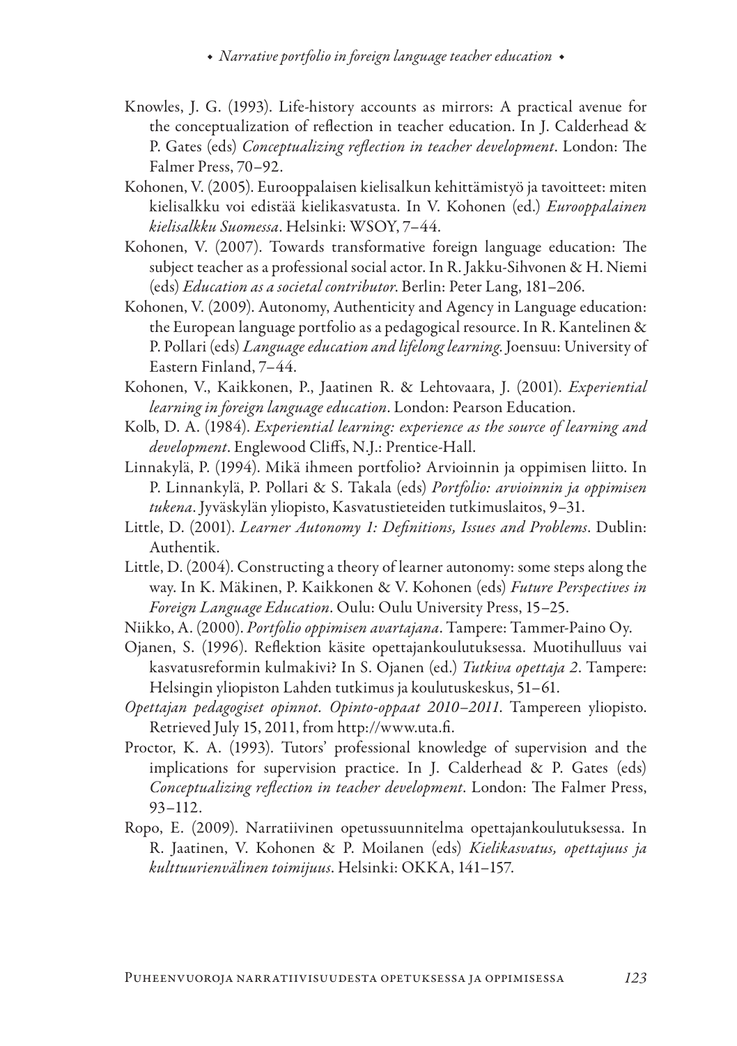Knowles, J. G. (1993). Life-history accounts as mirrors: A practical avenue for the conceptualization of reflection in teacher education. In J. Calderhead & P. Gates (eds) *Conceptualizing reflection in teacher development*. London: The Falmer Press, 70–92.

Kohonen, V. (2005). Eurooppalaisen kielisalkun kehittämistyö ja tavoitteet: miten kielisalkku voi edistää kielikasvatusta. In V. Kohonen (ed.) *Eurooppalainen kielisalkku Suomessa*. Helsinki: WSOY, 7–44.

Kohonen, V. (2007). Towards transformative foreign language education: The subject teacher as a professional social actor. In R. Jakku-Sihvonen & H. Niemi (eds) *Education as a societal contributor*. Berlin: Peter Lang, 181–206.

Kohonen, V. (2009). Autonomy, Authenticity and Agency in Language education: the European language portfolio as a pedagogical resource. In R. Kantelinen & P. Pollari (eds) *Language education and lifelong learning*. Joensuu: University of Eastern Finland, 7–44.

Kohonen, V., Kaikkonen, P., Jaatinen R. & Lehtovaara, J. (2001). *Experiential learning in foreign language education*. London: Pearson Education.

Kolb, D. A. (1984). *Experiential learning: experience as the source of learning and development*. Englewood Cliffs, N.J.: Prentice-Hall.

Linnakylä, P. (1994). Mikä ihmeen portfolio? Arvioinnin ja oppimisen liitto. In P. Linnankylä, P. Pollari & S. Takala (eds) *Portfolio: arvioinnin ja oppimisen tukena*. Jyväskylän yliopisto, Kasvatustieteiden tutkimuslaitos, 9–31.

Little, D. (2001). *Learner Autonomy 1: Definitions, Issues and Problems*. Dublin: Authentik.

Little, D. (2004). Constructing a theory of learner autonomy: some steps along the way. In K. Mäkinen, P. Kaikkonen & V. Kohonen (eds) *Future Perspectives in Foreign Language Education*. Oulu: Oulu University Press, 15–25.

Niikko, A. (2000). *Portfolio oppimisen avartajana*. Tampere: Tammer-Paino Oy.

Ojanen, S. (1996). Reflektion käsite opettajankoulutuksessa. Muotihulluus vai kasvatusreformin kulmakivi? In S. Ojanen (ed.) *Tutkiva opettaja 2*. Tampere: Helsingin yliopiston Lahden tutkimus ja koulutuskeskus, 51–61.

*Opettajan pedagogiset opinnot. Opinto-oppaat 2010–2011.* Tampereen yliopisto. Retrieved July 15, 2011, from http://www.uta.fi.

Proctor, K. A. (1993). Tutors' professional knowledge of supervision and the implications for supervision practice. In J. Calderhead & P. Gates (eds) *Conceptualizing reflection in teacher development*. London: The Falmer Press, 93–112.

Ropo, E. (2009). Narratiivinen opetussuunnitelma opettajankoulutuksessa. In R. Jaatinen, V. Kohonen & P. Moilanen (eds) *Kielikasvatus, opettajuus ja kulttuurienvälinen toimijuus*. Helsinki: OKKA, 141–157.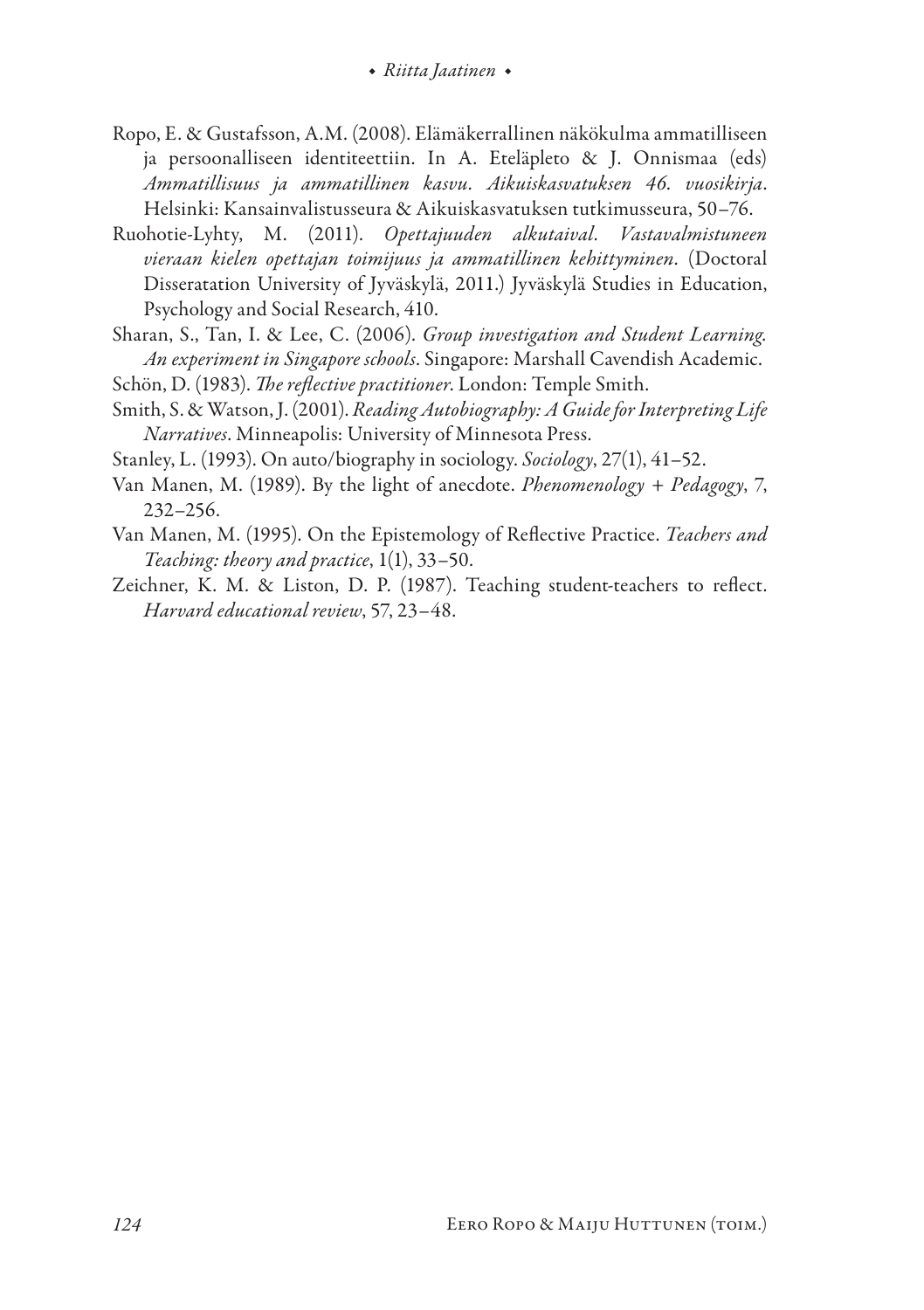Ropo, E. & Gustafsson, A.M. (2008). Elämäkerrallinen näkökulma ammatilliseen ja persoonalliseen identiteettiin. In A. Eteläpleto & J. Onnismaa (eds) *Ammatillisuus ja ammatillinen kasvu. Aikuiskasvatuksen 46. vuosikirja*. Helsinki: Kansainvalistusseura & Aikuiskasvatuksen tutkimusseura, 50–76.

Ruohotie-Lyhty, M. (2011). *Opettajuuden alkutaival. Vastavalmistuneen vieraan kielen opettajan toimijuus ja ammatillinen kehittyminen*. (Doctoral Disseratation University of Jyväskylä, 2011.) Jyväskylä Studies in Education, Psychology and Social Research, 410.

Sharan, S., Tan, I. & Lee, C. (2006). *Group investigation and Student Learning. An experiment in Singapore schools*. Singapore: Marshall Cavendish Academic.

Schön, D. (1983). *The reflective practitioner*. London: Temple Smith.

Smith, S. & Watson, J. (2001). *Reading Autobiography: A Guide for Interpreting Life Narratives*. Minneapolis: University of Minnesota Press.

Stanley, L. (1993). On auto/biography in sociology. *Sociology*, 27(1), 41–52.

Van Manen, M. (1989). By the light of anecdote. *Phenomenology + Pedagogy*, 7, 232–256.

Van Manen, M. (1995). On the Epistemology of Reflective Practice. *Teachers and Teaching: theory and practice*, 1(1), 33–50.

Zeichner, K. M. & Liston, D. P. (1987). Teaching student-teachers to reflect. *Harvard educational review*, 57, 23–48.